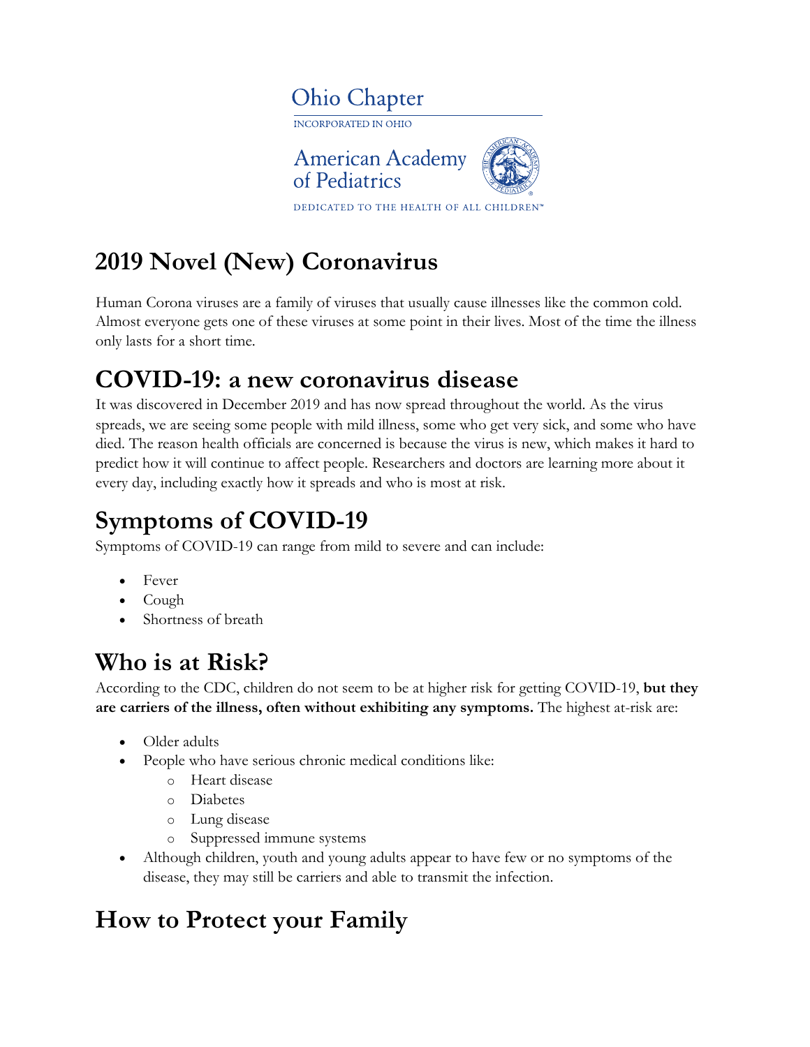Ohio Chapter

INCORPORATED IN OHIO

American Academy of Pediatrics

DEDICATED TO THE HEALTH OF ALL CHILDREN™

# 2019 Novel (New) Coronavirus

Human Corona viruses are a family of viruses that usually cause illnesses like the common cold. Almost everyone gets one of these viruses at some point in their lives. Most of the time the illness only lasts for a short time.

## COVID-19: a new coronavirus disease

It was discovered in December 2019 and has now spread throughout the world. As the virus spreads, we are seeing some people with mild illness, some who get very sick, and some who have died. The reason health officials are concerned is because the virus is new, which makes it hard to predict how it will continue to affect people. Researchers and doctors are learning more about it every day, including exactly how it spreads and who is most at risk.

## Symptoms of COVID-19

Symptoms of COVID-19 can range from mild to severe and can include:

- Fever
- Cough
- Shortness of breath

## Who is at Risk?

According to the CDC, children do not seem to be at higher risk for getting COVID-19, **but they are carriers of the illness, often without exhibiting any symptoms.** The highest at-risk are:

- Older adults
- People who have serious chronic medical conditions like:
  - Heart disease
  - Diabetes
  - Lung disease
  - Suppressed immune systems
- Although children, youth and young adults appear to have few or no symptoms of the disease, they may still be carriers and able to transmit the infection.

## How to Protect your Family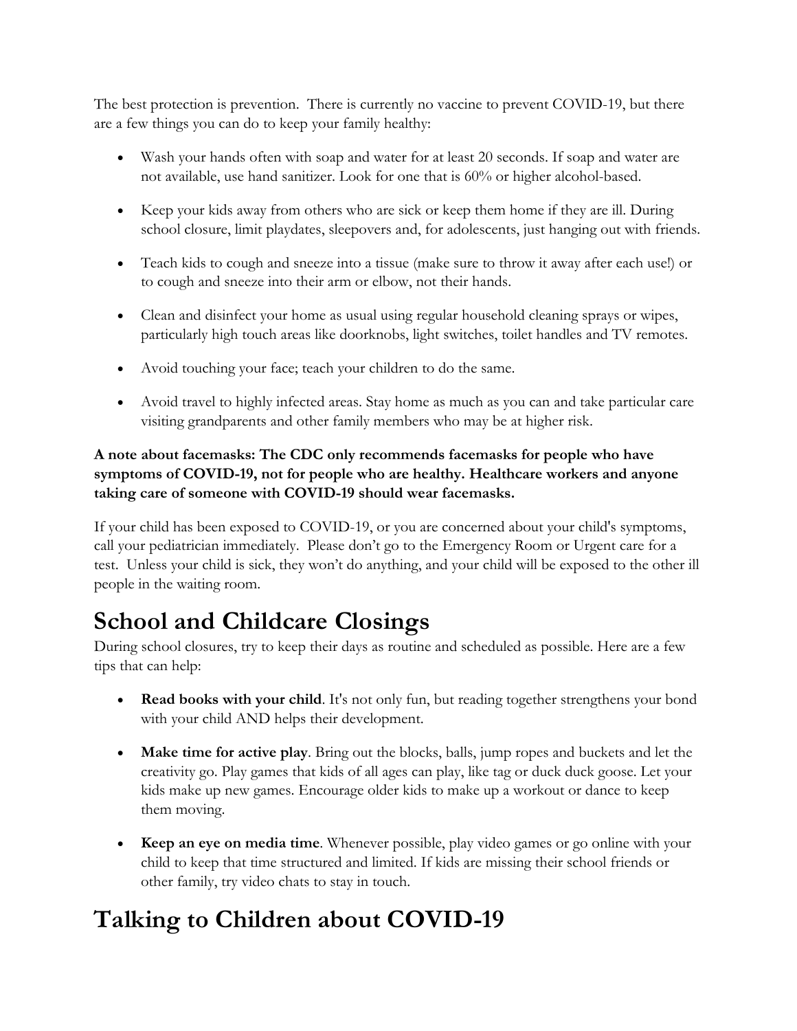The best protection is prevention. There is currently no vaccine to prevent COVID-19, but there are a few things you can do to keep your family healthy:

- Wash your hands often with soap and water for at least 20 seconds. If soap and water are not available, use hand sanitizer. Look for one that is 60% or higher alcohol-based.
- Keep your kids away from others who are sick or keep them home if they are ill. During school closure, limit playdates, sleepovers and, for adolescents, just hanging out with friends.
- Teach kids to cough and sneeze into a tissue (make sure to throw it away after each use!) or to cough and sneeze into their arm or elbow, not their hands.
- Clean and disinfect your home as usual using regular household cleaning sprays or wipes, particularly high touch areas like doorknobs, light switches, toilet handles and TV remotes.
- Avoid touching your face; teach your children to do the same.
- Avoid travel to highly infected areas. Stay home as much as you can and take particular care visiting grandparents and other family members who may be at higher risk.

**A note about facemasks: The CDC only recommends facemasks for people who have symptoms of COVID-19, not for people who are healthy. Healthcare workers and anyone taking care of someone with COVID-19 should wear facemasks.**

If your child has been exposed to COVID-19, or you are concerned about your child's symptoms, call your pediatrician immediately. Please don't go to the Emergency Room or Urgent care for a test. Unless your child is sick, they won't do anything, and your child will be exposed to the other ill people in the waiting room.

# School and Childcare Closings

During school closures, try to keep their days as routine and scheduled as possible. Here are a few tips that can help:

- **Read books with your child**. It's not only fun, but reading together strengthens your bond with your child AND helps their development.
- **Make time for active play**. Bring out the blocks, balls, jump ropes and buckets and let the creativity go. Play games that kids of all ages can play, like tag or duck duck goose. Let your kids make up new games. Encourage older kids to make up a workout or dance to keep them moving.
- **Keep an eye on media time**. Whenever possible, play video games or go online with your child to keep that time structured and limited. If kids are missing their school friends or other family, try video chats to stay in touch.

# Talking to Children about COVID-19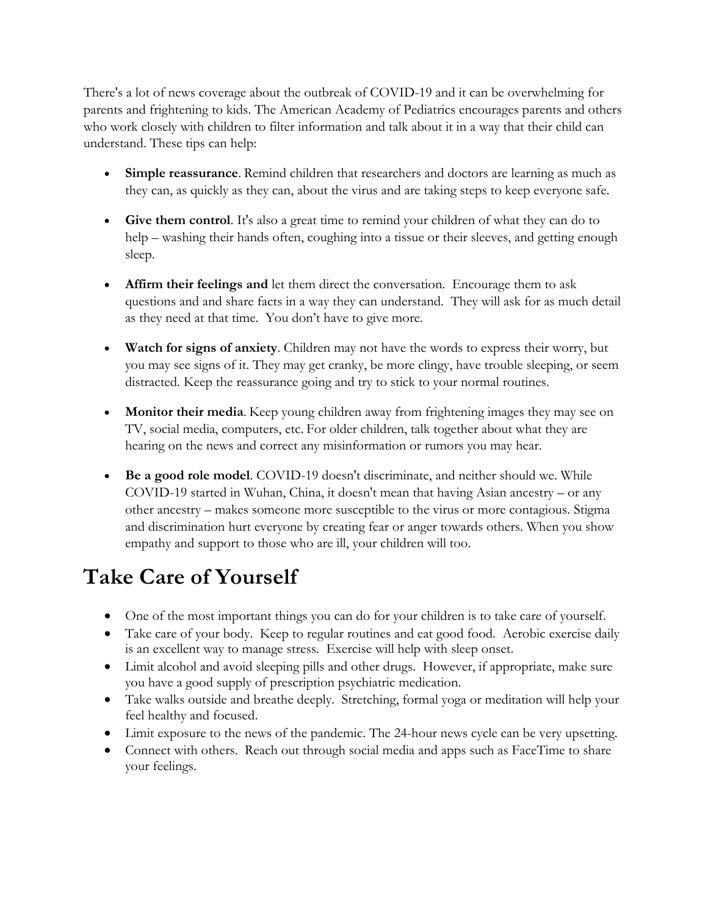There's a lot of news coverage about the outbreak of COVID-19 and it can be overwhelming for parents and frightening to kids. The American Academy of Pediatrics encourages parents and others who work closely with children to filter information and talk about it in a way that their child can understand. These tips can help:

- **Simple reassurance**. Remind children that researchers and doctors are learning as much as they can, as quickly as they can, about the virus and are taking steps to keep everyone safe.

- **Give them control**. It's also a great time to remind your children of what they can do to help – washing their hands often, coughing into a tissue or their sleeves, and getting enough sleep.

- **Affirm their feelings and** let them direct the conversation. Encourage them to ask questions and and share facts in a way they can understand. They will ask for as much detail as they need at that time. You don't have to give more.

- **Watch for signs of anxiety**. Children may not have the words to express their worry, but you may see signs of it. They may get cranky, be more clingy, have trouble sleeping, or seem distracted. Keep the reassurance going and try to stick to your normal routines.

- **Monitor their media**. Keep young children away from frightening images they may see on TV, social media, computers, etc. For older children, talk together about what they are hearing on the news and correct any misinformation or rumors you may hear.

- **Be a good role model**. COVID-19 doesn't discriminate, and neither should we. While COVID-19 started in Wuhan, China, it doesn't mean that having Asian ancestry – or any other ancestry – makes someone more susceptible to the virus or more contagious. Stigma and discrimination hurt everyone by creating fear or anger towards others. When you show empathy and support to those who are ill, your children will too.

# Take Care of Yourself

- One of the most important things you can do for your children is to take care of yourself.
- Take care of your body. Keep to regular routines and eat good food. Aerobic exercise daily is an excellent way to manage stress. Exercise will help with sleep onset.
- Limit alcohol and avoid sleeping pills and other drugs. However, if appropriate, make sure you have a good supply of prescription psychiatric medication.
- Take walks outside and breathe deeply. Stretching, formal yoga or meditation will help your feel healthy and focused.
- Limit exposure to the news of the pandemic. The 24-hour news cycle can be very upsetting.
- Connect with others. Reach out through social media and apps such as FaceTime to share your feelings.